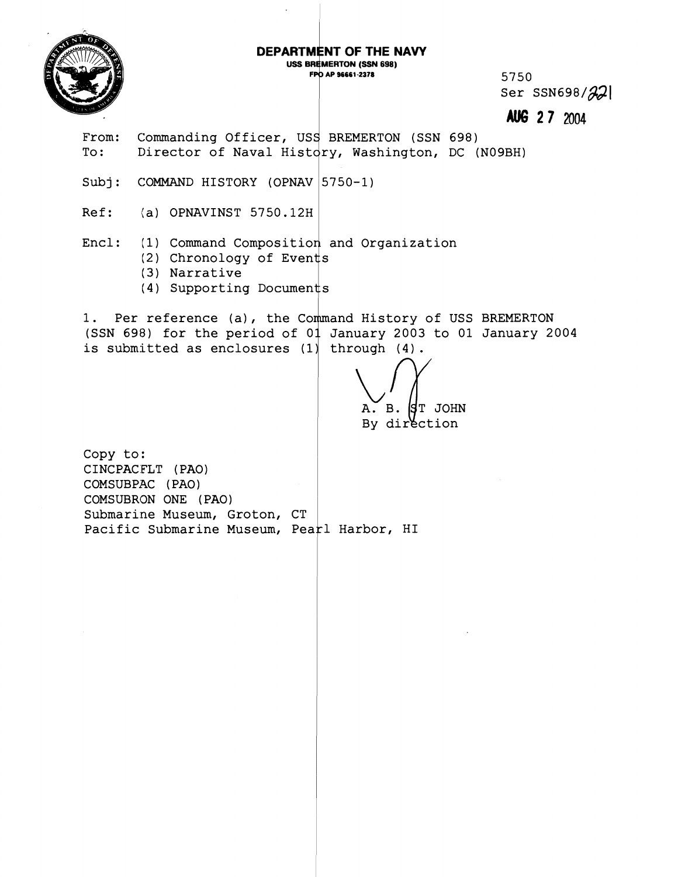**DEPARTMENT OF THE NAVY**
**USS BREMERTON (SSN 698)**
**FPO AP 96661-2378**

5750
Ser SSN698/221

**AUG 27 2004**

From: Commanding Officer, USS BREMERTON (SSN 698)
To: Director of Naval History, Washington, DC (N09BH)

Subj: COMMAND HISTORY (OPNAV 5750-1)

Ref: (a) OPNAVINST 5750.12H

Encl: (1) Command Composition and Organization
(2) Chronology of Events
(3) Narrative
(4) Supporting Documents

1. Per reference (a), the Command History of USS BREMERTON (SSN 698) for the period of 01 January 2003 to 01 January 2004 is submitted as enclosures (1) through (4).

A. B. ST JOHN
By direction

Copy to:
CINCPACFLT (PAO)
COMSUBPAC (PAO)
COMSUBRON ONE (PAO)
Submarine Museum, Groton, CT
Pacific Submarine Museum, Pearl Harbor, HI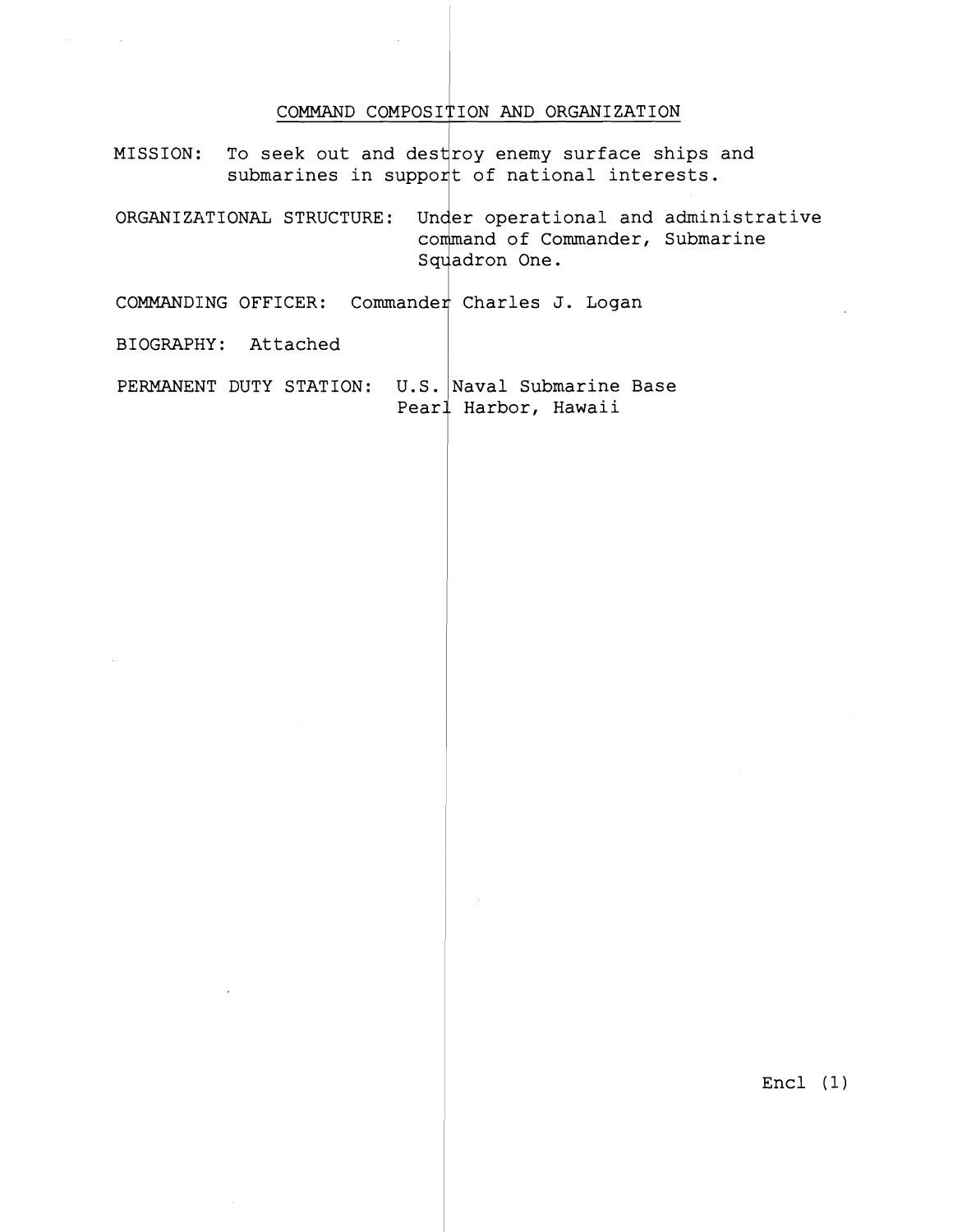## COMMAND COMPOSITION AND ORGANIZATION

MISSION: To seek out and destroy enemy surface ships and submarines in support of national interests.

ORGANIZATIONAL STRUCTURE: Under operational and administrative command of Commander, Submarine Squadron One.

COMMANDING OFFICER: Commander Charles J. Logan

BIOGRAPHY: Attached

PERMANENT DUTY STATION: U.S. Naval Submarine Base Pearl Harbor, Hawaii

Encl (1)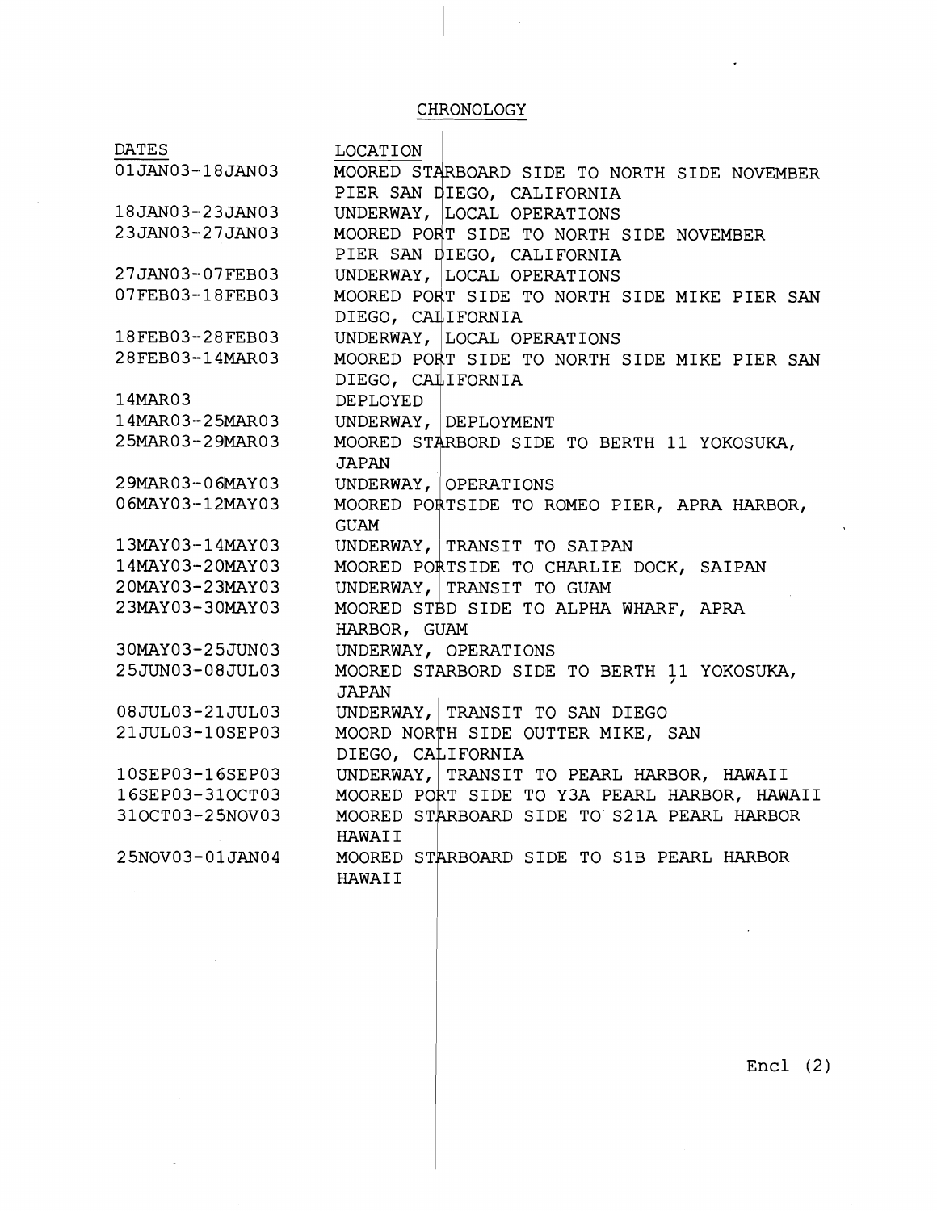# CHRONOLOGY

| DATES | LOCATION |
| --- | --- |
| 01JAN03-18JAN03 | MOORED STARBOARD SIDE TO NORTH SIDE NOVEMBER PIER SAN DIEGO, CALIFORNIA |
| 18JAN03-23JAN03 | UNDERWAY, LOCAL OPERATIONS |
| 23JAN03-27JAN03 | MOORED PORT SIDE TO NORTH SIDE NOVEMBER PIER SAN DIEGO, CALIFORNIA |
| 27JAN03-07FEB03 | UNDERWAY, LOCAL OPERATIONS |
| 07FEB03-18FEB03 | MOORED PORT SIDE TO NORTH SIDE MIKE PIER SAN DIEGO, CALIFORNIA |
| 18FEB03-28FEB03 | UNDERWAY, LOCAL OPERATIONS |
| 28FEB03-14MAR03 | MOORED PORT SIDE TO NORTH SIDE MIKE PIER SAN DIEGO, CALIFORNIA |
| 14MAR03 | DEPLOYED |
| 14MAR03-25MAR03 | UNDERWAY, DEPLOYMENT |
| 25MAR03-29MAR03 | MOORED STARBORD SIDE TO BERTH 11 YOKOSUKA, JAPAN |
| 29MAR03-06MAY03 | UNDERWAY, OPERATIONS |
| 06MAY03-12MAY03 | MOORED PORTSIDE TO ROMEO PIER, APRA HARBOR, GUAM |
| 13MAY03-14MAY03 | UNDERWAY, TRANSIT TO SAIPAN |
| 14MAY03-20MAY03 | MOORED PORTSIDE TO CHARLIE DOCK, SAIPAN |
| 20MAY03-23MAY03 | UNDERWAY, TRANSIT TO GUAM |
| 23MAY03-30MAY03 | MOORED STBD SIDE TO ALPHA WHARF, APRA HARBOR, GUAM |
| 30MAY03-25JUN03 | UNDERWAY, OPERATIONS |
| 25JUN03-08JUL03 | MOORED STARBORD SIDE TO BERTH 11 YOKOSUKA, JAPAN |
| 08JUL03-21JUL03 | UNDERWAY, TRANSIT TO SAN DIEGO |
| 21JUL03-10SEP03 | MOORD NORTH SIDE OUTTER MIKE, SAN DIEGO, CALIFORNIA |
| 10SEP03-16SEP03 | UNDERWAY, TRANSIT TO PEARL HARBOR, HAWAII |
| 16SEP03-31OCT03 | MOORED PORT SIDE TO Y3A PEARL HARBOR, HAWAII |
| 31OCT03-25NOV03 | MOORED STARBOARD SIDE TO S21A PEARL HARBOR HAWAII |
| 25NOV03-01JAN04 | MOORED STARBOARD SIDE TO S1B PEARL HARBOR HAWAII |

Encl (2)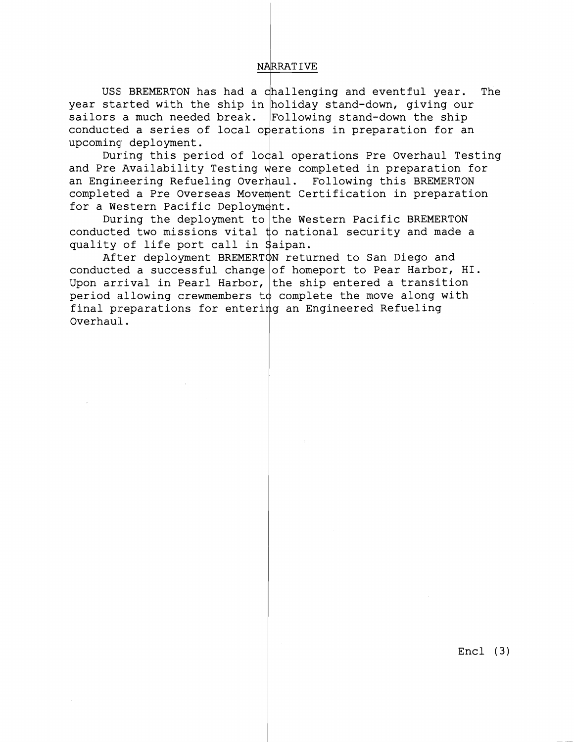## NARRATIVE

USS BREMERTON has had a challenging and eventful year. The year started with the ship in holiday stand-down, giving our sailors a much needed break. Following stand-down the ship conducted a series of local operations in preparation for an upcoming deployment.

During this period of local operations Pre Overhaul Testing and Pre Availability Testing were completed in preparation for an Engineering Refueling Overhaul. Following this BREMERTON completed a Pre Overseas Movement Certification in preparation for a Western Pacific Deployment.

During the deployment to the Western Pacific BREMERTON conducted two missions vital to national security and made a quality of life port call in Saipan.

After deployment BREMERTON returned to San Diego and conducted a successful change of homeport to Pear Harbor, HI. Upon arrival in Pearl Harbor, the ship entered a transition period allowing crewmembers to complete the move along with final preparations for entering an Engineered Refueling Overhaul.

Encl (3)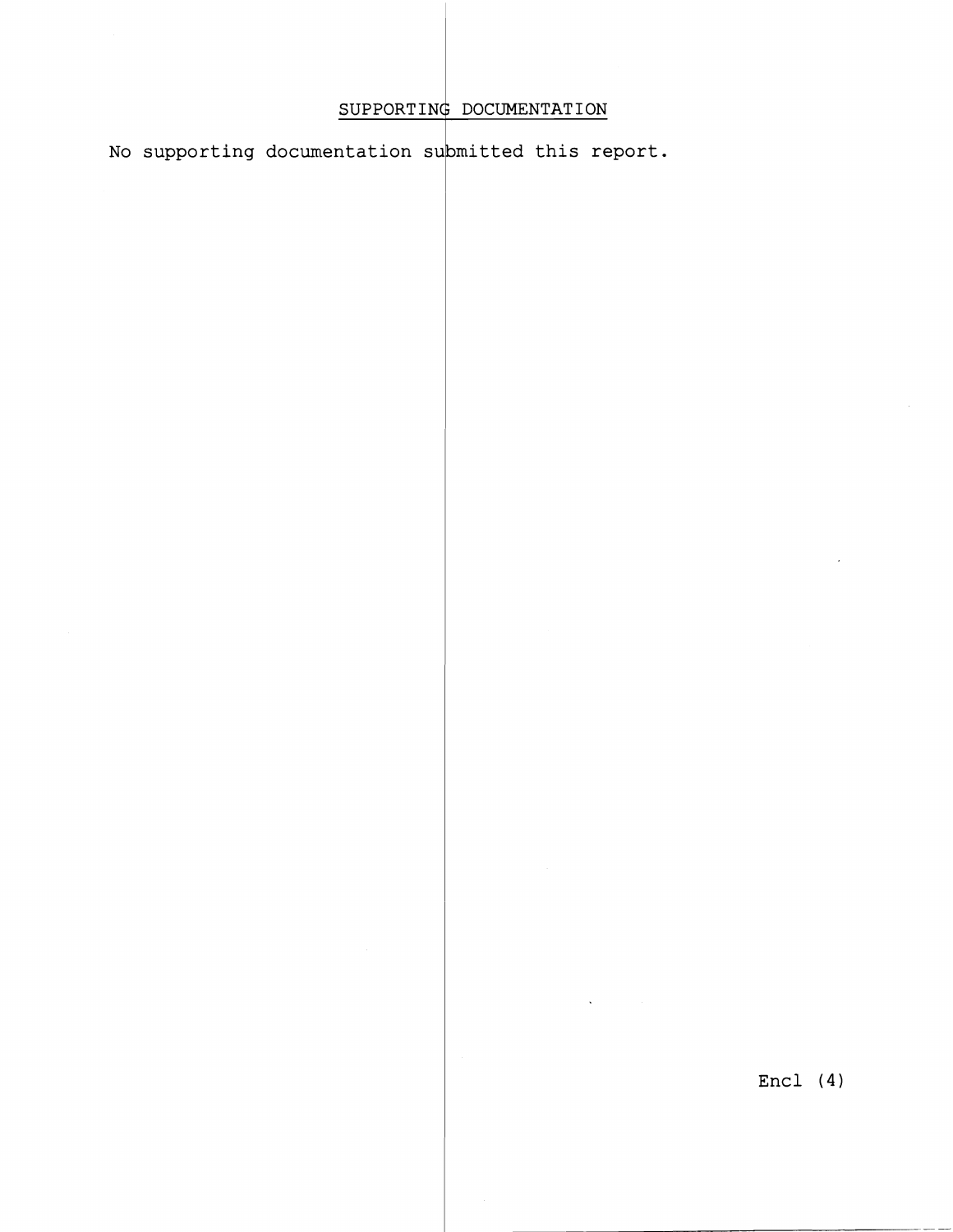## SUPPORTING DOCUMENTATION

No supporting documentation submitted this report.

Encl (4)